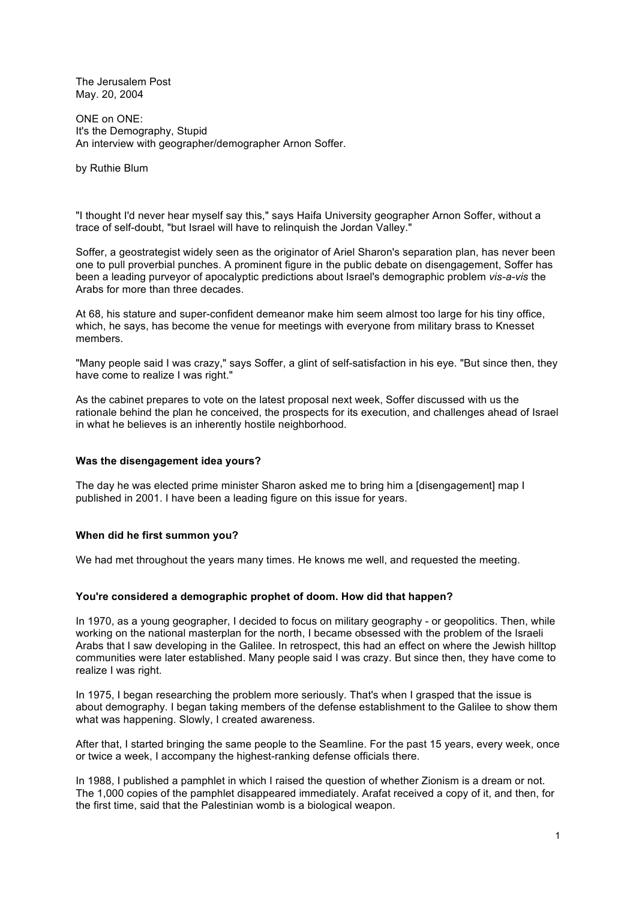The Jerusalem Post
May. 20, 2004

ONE on ONE:
It's the Demography, Stupid
An interview with geographer/demographer Arnon Soffer.

by Ruthie Blum

"I thought I'd never hear myself say this," says Haifa University geographer Arnon Soffer, without a trace of self-doubt, "but Israel will have to relinquish the Jordan Valley."

Soffer, a geostrategist widely seen as the originator of Ariel Sharon's separation plan, has never been one to pull proverbial punches. A prominent figure in the public debate on disengagement, Soffer has been a leading purveyor of apocalyptic predictions about Israel's demographic problem *vis-a-vis* the Arabs for more than three decades.

At 68, his stature and super-confident demeanor make him seem almost too large for his tiny office, which, he says, has become the venue for meetings with everyone from military brass to Knesset members.

"Many people said I was crazy," says Soffer, a glint of self-satisfaction in his eye. "But since then, they have come to realize I was right."

As the cabinet prepares to vote on the latest proposal next week, Soffer discussed with us the rationale behind the plan he conceived, the prospects for its execution, and challenges ahead of Israel in what he believes is an inherently hostile neighborhood.

**Was the disengagement idea yours?**

The day he was elected prime minister Sharon asked me to bring him a [disengagement] map I published in 2001. I have been a leading figure on this issue for years.

**When did he first summon you?**

We had met throughout the years many times. He knows me well, and requested the meeting.

**You're considered a demographic prophet of doom. How did that happen?**

In 1970, as a young geographer, I decided to focus on military geography - or geopolitics. Then, while working on the national masterplan for the north, I became obsessed with the problem of the Israeli Arabs that I saw developing in the Galilee. In retrospect, this had an effect on where the Jewish hilltop communities were later established. Many people said I was crazy. But since then, they have come to realize I was right.

In 1975, I began researching the problem more seriously. That's when I grasped that the issue is about demography. I began taking members of the defense establishment to the Galilee to show them what was happening. Slowly, I created awareness.

After that, I started bringing the same people to the Seamline. For the past 15 years, every week, once or twice a week, I accompany the highest-ranking defense officials there.

In 1988, I published a pamphlet in which I raised the question of whether Zionism is a dream or not. The 1,000 copies of the pamphlet disappeared immediately. Arafat received a copy of it, and then, for the first time, said that the Palestinian womb is a biological weapon.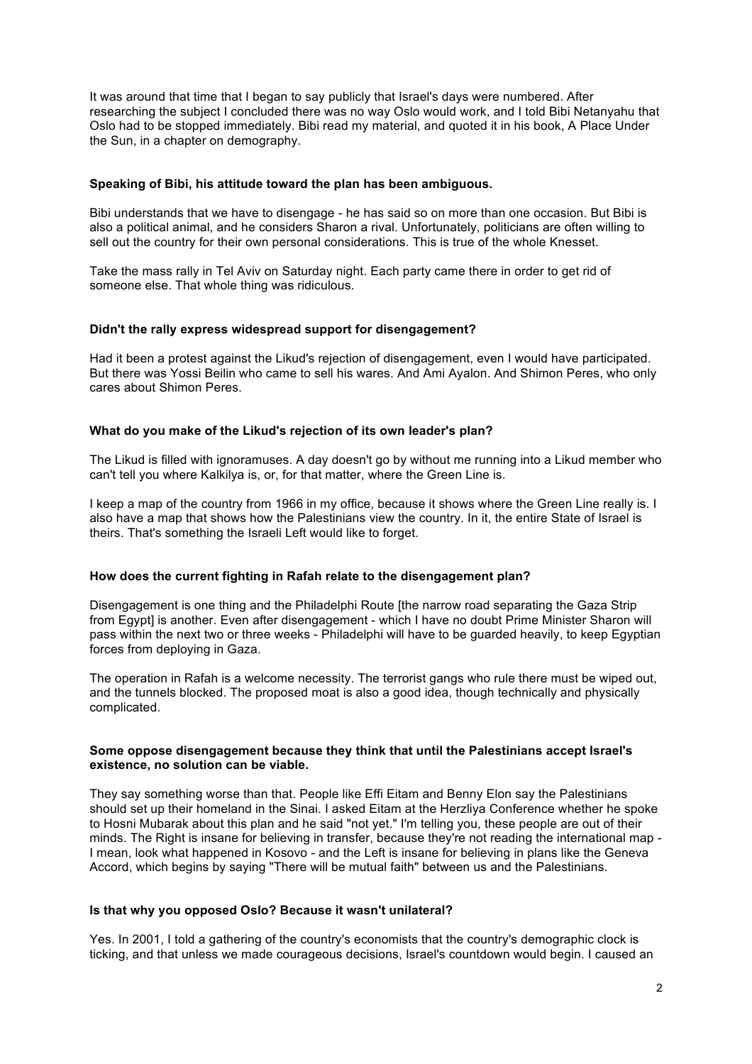It was around that time that I began to say publicly that Israel's days were numbered. After researching the subject I concluded there was no way Oslo would work, and I told Bibi Netanyahu that Oslo had to be stopped immediately. Bibi read my material, and quoted it in his book, A Place Under the Sun, in a chapter on demography.

**Speaking of Bibi, his attitude toward the plan has been ambiguous.**

Bibi understands that we have to disengage - he has said so on more than one occasion. But Bibi is also a political animal, and he considers Sharon a rival. Unfortunately, politicians are often willing to sell out the country for their own personal considerations. This is true of the whole Knesset.

Take the mass rally in Tel Aviv on Saturday night. Each party came there in order to get rid of someone else. That whole thing was ridiculous.

**Didn't the rally express widespread support for disengagement?**

Had it been a protest against the Likud's rejection of disengagement, even I would have participated. But there was Yossi Beilin who came to sell his wares. And Ami Ayalon. And Shimon Peres, who only cares about Shimon Peres.

**What do you make of the Likud's rejection of its own leader's plan?**

The Likud is filled with ignoramuses. A day doesn't go by without me running into a Likud member who can't tell you where Kalkilya is, or, for that matter, where the Green Line is.

I keep a map of the country from 1966 in my office, because it shows where the Green Line really is. I also have a map that shows how the Palestinians view the country. In it, the entire State of Israel is theirs. That's something the Israeli Left would like to forget.

**How does the current fighting in Rafah relate to the disengagement plan?**

Disengagement is one thing and the Philadelphi Route [the narrow road separating the Gaza Strip from Egypt] is another. Even after disengagement - which I have no doubt Prime Minister Sharon will pass within the next two or three weeks - Philadelphi will have to be guarded heavily, to keep Egyptian forces from deploying in Gaza.

The operation in Rafah is a welcome necessity. The terrorist gangs who rule there must be wiped out, and the tunnels blocked. The proposed moat is also a good idea, though technically and physically complicated.

**Some oppose disengagement because they think that until the Palestinians accept Israel's existence, no solution can be viable.**

They say something worse than that. People like Effi Eitam and Benny Elon say the Palestinians should set up their homeland in the Sinai. I asked Eitam at the Herzliya Conference whether he spoke to Hosni Mubarak about this plan and he said "not yet." I'm telling you, these people are out of their minds. The Right is insane for believing in transfer, because they're not reading the international map - I mean, look what happened in Kosovo - and the Left is insane for believing in plans like the Geneva Accord, which begins by saying "There will be mutual faith" between us and the Palestinians.

**Is that why you opposed Oslo? Because it wasn't unilateral?**

Yes. In 2001, I told a gathering of the country's economists that the country's demographic clock is ticking, and that unless we made courageous decisions, Israel's countdown would begin. I caused an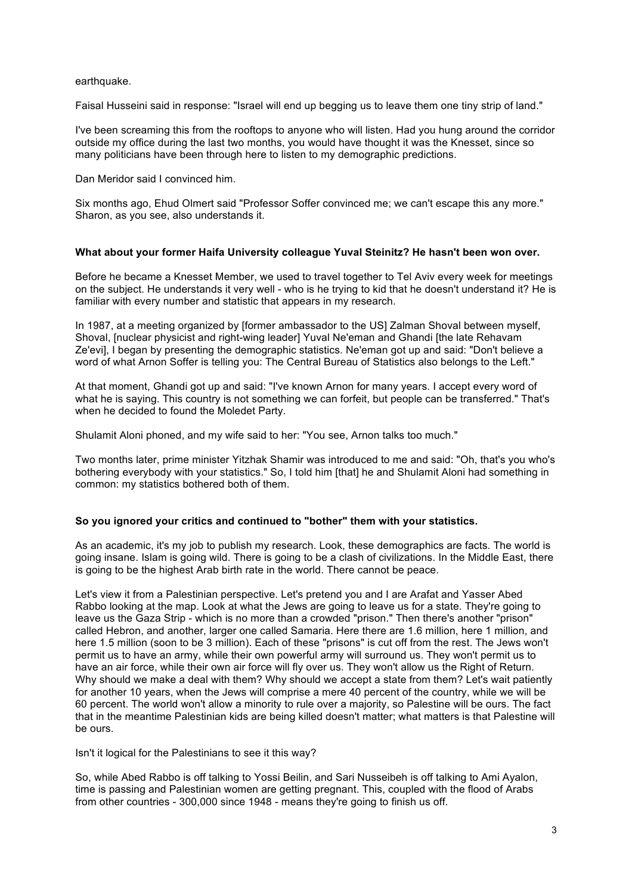earthquake.

Faisal Husseini said in response: "Israel will end up begging us to leave them one tiny strip of land."

I've been screaming this from the rooftops to anyone who will listen. Had you hung around the corridor outside my office during the last two months, you would have thought it was the Knesset, since so many politicians have been through here to listen to my demographic predictions.

Dan Meridor said I convinced him.

Six months ago, Ehud Olmert said "Professor Soffer convinced me; we can't escape this any more." Sharon, as you see, also understands it.

**What about your former Haifa University colleague Yuval Steinitz? He hasn't been won over.**

Before he became a Knesset Member, we used to travel together to Tel Aviv every week for meetings on the subject. He understands it very well - who is he trying to kid that he doesn't understand it? He is familiar with every number and statistic that appears in my research.

In 1987, at a meeting organized by [former ambassador to the US] Zalman Shoval between myself, Shoval, [nuclear physicist and right-wing leader] Yuval Ne'eman and Ghandi [the late Rehavam Ze'evi], I began by presenting the demographic statistics. Ne'eman got up and said: "Don't believe a word of what Arnon Soffer is telling you: The Central Bureau of Statistics also belongs to the Left."

At that moment, Ghandi got up and said: "I've known Arnon for many years. I accept every word of what he is saying. This country is not something we can forfeit, but people can be transferred." That's when he decided to found the Moledet Party.

Shulamit Aloni phoned, and my wife said to her: "You see, Arnon talks too much."

Two months later, prime minister Yitzhak Shamir was introduced to me and said: "Oh, that's you who's bothering everybody with your statistics." So, I told him [that] he and Shulamit Aloni had something in common: my statistics bothered both of them.

**So you ignored your critics and continued to "bother" them with your statistics.**

As an academic, it's my job to publish my research. Look, these demographics are facts. The world is going insane. Islam is going wild. There is going to be a clash of civilizations. In the Middle East, there is going to be the highest Arab birth rate in the world. There cannot be peace.

Let's view it from a Palestinian perspective. Let's pretend you and I are Arafat and Yasser Abed Rabbo looking at the map. Look at what the Jews are going to leave us for a state. They're going to leave us the Gaza Strip - which is no more than a crowded "prison." Then there's another "prison" called Hebron, and another, larger one called Samaria. Here there are 1.6 million, here 1 million, and here 1.5 million (soon to be 3 million). Each of these "prisons" is cut off from the rest. The Jews won't permit us to have an army, while their own powerful army will surround us. They won't permit us to have an air force, while their own air force will fly over us. They won't allow us the Right of Return. Why should we make a deal with them? Why should we accept a state from them? Let's wait patiently for another 10 years, when the Jews will comprise a mere 40 percent of the country, while we will be 60 percent. The world won't allow a minority to rule over a majority, so Palestine will be ours. The fact that in the meantime Palestinian kids are being killed doesn't matter; what matters is that Palestine will be ours.

Isn't it logical for the Palestinians to see it this way?

So, while Abed Rabbo is off talking to Yossi Beilin, and Sari Nusseibeh is off talking to Ami Ayalon, time is passing and Palestinian women are getting pregnant. This, coupled with the flood of Arabs from other countries - 300,000 since 1948 - means they're going to finish us off.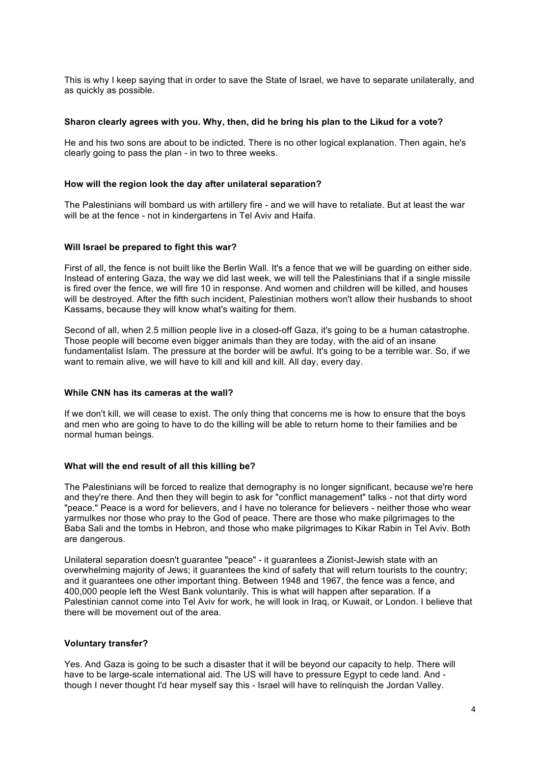This is why I keep saying that in order to save the State of Israel, we have to separate unilaterally, and as quickly as possible.

**Sharon clearly agrees with you. Why, then, did he bring his plan to the Likud for a vote?**

He and his two sons are about to be indicted. There is no other logical explanation. Then again, he's clearly going to pass the plan - in two to three weeks.

**How will the region look the day after unilateral separation?**

The Palestinians will bombard us with artillery fire - and we will have to retaliate. But at least the war will be at the fence - not in kindergartens in Tel Aviv and Haifa.

**Will Israel be prepared to fight this war?**

First of all, the fence is not built like the Berlin Wall. It's a fence that we will be guarding on either side. Instead of entering Gaza, the way we did last week, we will tell the Palestinians that if a single missile is fired over the fence, we will fire 10 in response. And women and children will be killed, and houses will be destroyed. After the fifth such incident, Palestinian mothers won't allow their husbands to shoot Kassams, because they will know what's waiting for them.

Second of all, when 2.5 million people live in a closed-off Gaza, it's going to be a human catastrophe. Those people will become even bigger animals than they are today, with the aid of an insane fundamentalist Islam. The pressure at the border will be awful. It's going to be a terrible war. So, if we want to remain alive, we will have to kill and kill and kill. All day, every day.

**While CNN has its cameras at the wall?**

If we don't kill, we will cease to exist. The only thing that concerns me is how to ensure that the boys and men who are going to have to do the killing will be able to return home to their families and be normal human beings.

**What will the end result of all this killing be?**

The Palestinians will be forced to realize that demography is no longer significant, because we're here and they're there. And then they will begin to ask for "conflict management" talks - not that dirty word "peace." Peace is a word for believers, and I have no tolerance for believers - neither those who wear yarmulkes nor those who pray to the God of peace. There are those who make pilgrimages to the Baba Sali and the tombs in Hebron, and those who make pilgrimages to Kikar Rabin in Tel Aviv. Both are dangerous.

Unilateral separation doesn't guarantee "peace" - it guarantees a Zionist-Jewish state with an overwhelming majority of Jews; it guarantees the kind of safety that will return tourists to the country; and it guarantees one other important thing. Between 1948 and 1967, the fence was a fence, and 400,000 people left the West Bank voluntarily. This is what will happen after separation. If a Palestinian cannot come into Tel Aviv for work, he will look in Iraq, or Kuwait, or London. I believe that there will be movement out of the area.

**Voluntary transfer?**

Yes. And Gaza is going to be such a disaster that it will be beyond our capacity to help. There will have to be large-scale international aid. The US will have to pressure Egypt to cede land. And - though I never thought I'd hear myself say this - Israel will have to relinquish the Jordan Valley.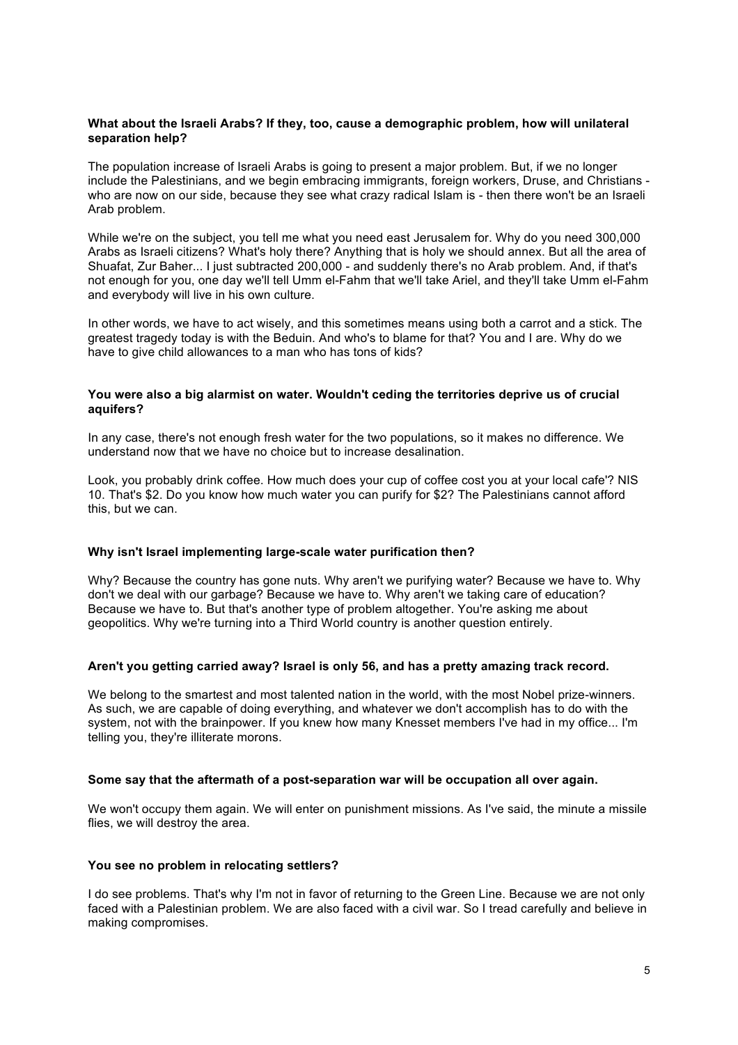**What about the Israeli Arabs? If they, too, cause a demographic problem, how will unilateral separation help?**

The population increase of Israeli Arabs is going to present a major problem. But, if we no longer include the Palestinians, and we begin embracing immigrants, foreign workers, Druse, and Christians - who are now on our side, because they see what crazy radical Islam is - then there won't be an Israeli Arab problem.

While we're on the subject, you tell me what you need east Jerusalem for. Why do you need 300,000 Arabs as Israeli citizens? What's holy there? Anything that is holy we should annex. But all the area of Shuafat, Zur Baher... I just subtracted 200,000 - and suddenly there's no Arab problem. And, if that's not enough for you, one day we'll tell Umm el-Fahm that we'll take Ariel, and they'll take Umm el-Fahm and everybody will live in his own culture.

In other words, we have to act wisely, and this sometimes means using both a carrot and a stick. The greatest tragedy today is with the Beduin. And who's to blame for that? You and I are. Why do we have to give child allowances to a man who has tons of kids?

**You were also a big alarmist on water. Wouldn't ceding the territories deprive us of crucial aquifers?**

In any case, there's not enough fresh water for the two populations, so it makes no difference. We understand now that we have no choice but to increase desalination.

Look, you probably drink coffee. How much does your cup of coffee cost you at your local cafe'? NIS 10. That's $2. Do you know how much water you can purify for $2? The Palestinians cannot afford this, but we can.

**Why isn't Israel implementing large-scale water purification then?**

Why? Because the country has gone nuts. Why aren't we purifying water? Because we have to. Why don't we deal with our garbage? Because we have to. Why aren't we taking care of education? Because we have to. But that's another type of problem altogether. You're asking me about geopolitics. Why we're turning into a Third World country is another question entirely.

**Aren't you getting carried away? Israel is only 56, and has a pretty amazing track record.**

We belong to the smartest and most talented nation in the world, with the most Nobel prize-winners. As such, we are capable of doing everything, and whatever we don't accomplish has to do with the system, not with the brainpower. If you knew how many Knesset members I've had in my office... I'm telling you, they're illiterate morons.

**Some say that the aftermath of a post-separation war will be occupation all over again.**

We won't occupy them again. We will enter on punishment missions. As I've said, the minute a missile flies, we will destroy the area.

**You see no problem in relocating settlers?**

I do see problems. That's why I'm not in favor of returning to the Green Line. Because we are not only faced with a Palestinian problem. We are also faced with a civil war. So I tread carefully and believe in making compromises.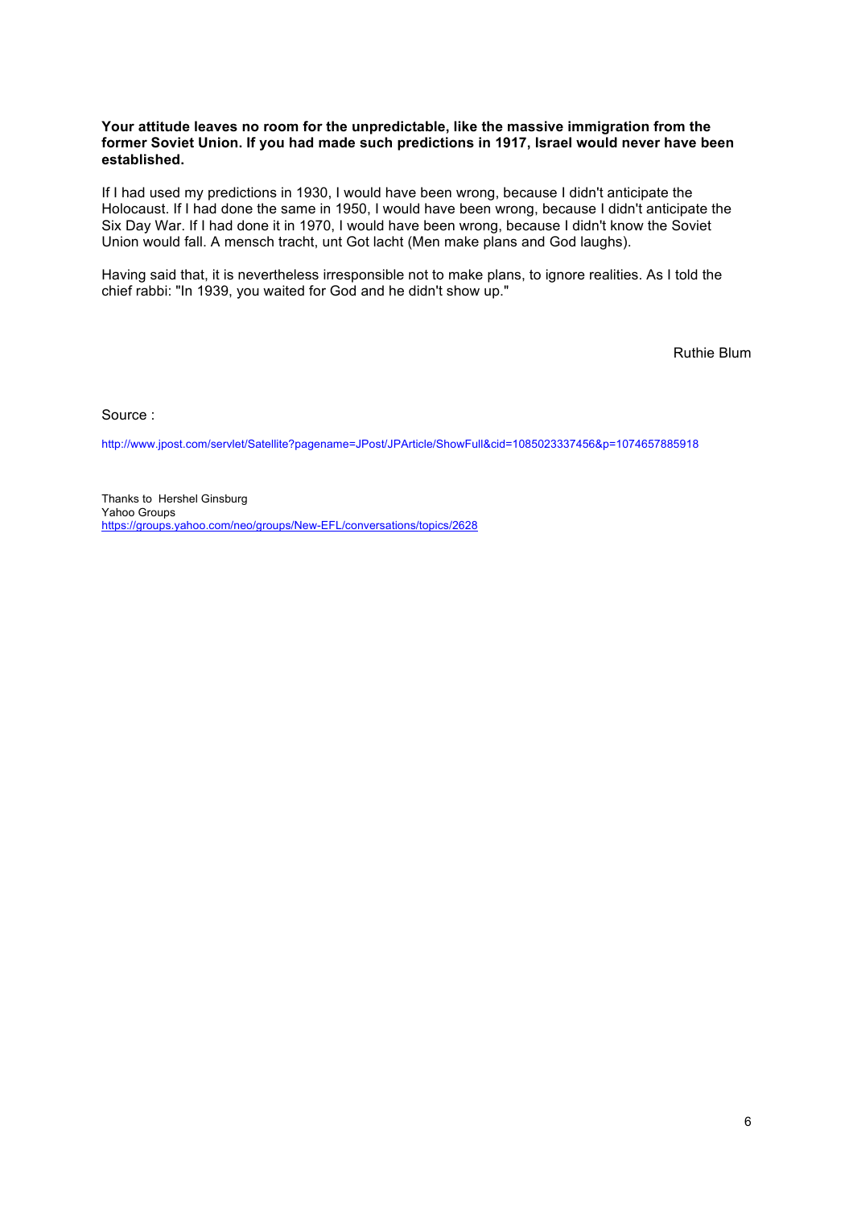**Your attitude leaves no room for the unpredictable, like the massive immigration from the former Soviet Union. If you had made such predictions in 1917, Israel would never have been established.**

If I had used my predictions in 1930, I would have been wrong, because I didn't anticipate the Holocaust. If I had done the same in 1950, I would have been wrong, because I didn't anticipate the Six Day War. If I had done it in 1970, I would have been wrong, because I didn't know the Soviet Union would fall. A mensch tracht, unt Got lacht (Men make plans and God laughs).

Having said that, it is nevertheless irresponsible not to make plans, to ignore realities. As I told the chief rabbi: "In 1939, you waited for God and he didn't show up."

Ruthie Blum

Source :

http://www.jpost.com/servlet/Satellite?pagename=JPost/JPArticle/ShowFull&cid=1085023337456&p=1074657885918

Thanks to Hershel Ginsburg
Yahoo Groups
https://groups.yahoo.com/neo/groups/New-EFL/conversations/topics/2628